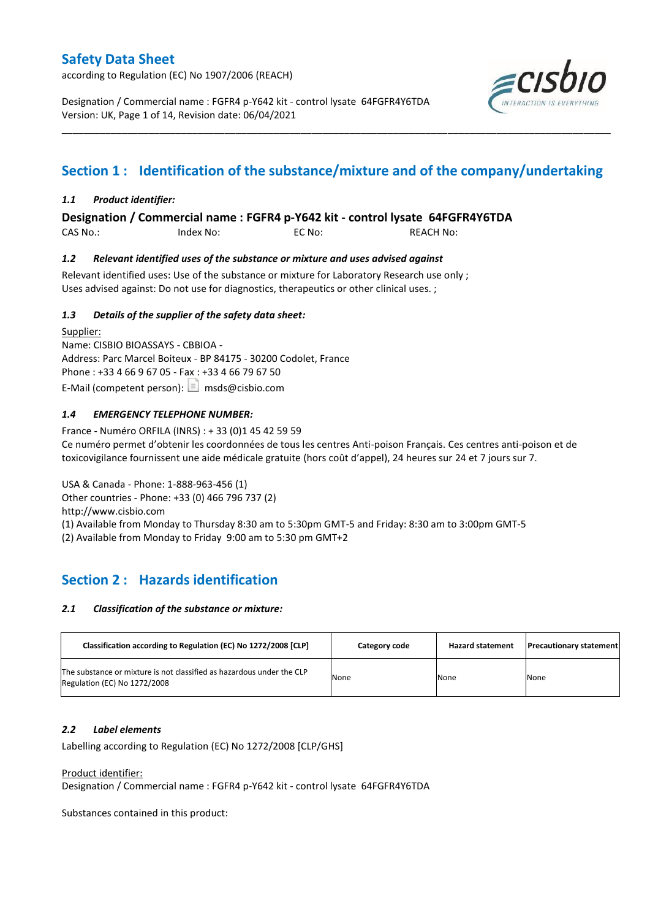# Safety Data Sheet

according to Regulation (EC) No 1907/2006 (REACH)

Designation / Commercial name : FGFR4 p-Y642 kit - control lysate 64FGFR4Y6TDA
Version: UK, Page 1 of 14, Revision date: 06/04/2021

## Section 1 : Identification of the substance/mixture and of the company/undertaking

### *1.1 Product identifier:*

**Designation / Commercial name : FGFR4 p-Y642 kit - control lysate 64FGFR4Y6TDA**

CAS No.: Index No: EC No: REACH No:

### *1.2 Relevant identified uses of the substance or mixture and uses advised against*

Relevant identified uses: Use of the substance or mixture for Laboratory Research use only ;
Uses advised against: Do not use for diagnostics, therapeutics or other clinical uses. ;

### *1.3 Details of the supplier of the safety data sheet:*

Supplier:
Name: CISBIO BIOASSAYS - CBBIOA -
Address: Parc Marcel Boiteux - BP 84175 - 30200 Codolet, France
Phone : +33 4 66 9 67 05 - Fax : +33 4 66 79 67 50
E-Mail (competent person): msds@cisbio.com

### *1.4 EMERGENCY TELEPHONE NUMBER:*

France - Numéro ORFILA (INRS) : + 33 (0)1 45 42 59 59
Ce numéro permet d'obtenir les coordonnées de tous les centres Anti-poison Français. Ces centres anti-poison et de toxicovigilance fournissent une aide médicale gratuite (hors coût d'appel), 24 heures sur 24 et 7 jours sur 7.

USA & Canada - Phone: 1-888-963-456 (1)
Other countries - Phone: +33 (0) 466 796 737 (2)
http://www.cisbio.com
(1) Available from Monday to Thursday 8:30 am to 5:30pm GMT-5 and Friday: 8:30 am to 3:00pm GMT-5
(2) Available from Monday to Friday 9:00 am to 5:30 pm GMT+2

## Section 2 : Hazards identification

### *2.1 Classification of the substance or mixture:*

| Classification according to Regulation (EC) No 1272/2008 [CLP] | Category code | Hazard statement | Precautionary statement |
|---|---|---|---|
| The substance or mixture is not classified as hazardous under the CLP Regulation (EC) No 1272/2008 | None | None | None |

### *2.2 Label elements*

Labelling according to Regulation (EC) No 1272/2008 [CLP/GHS]

Product identifier:
Designation / Commercial name : FGFR4 p-Y642 kit - control lysate 64FGFR4Y6TDA

Substances contained in this product: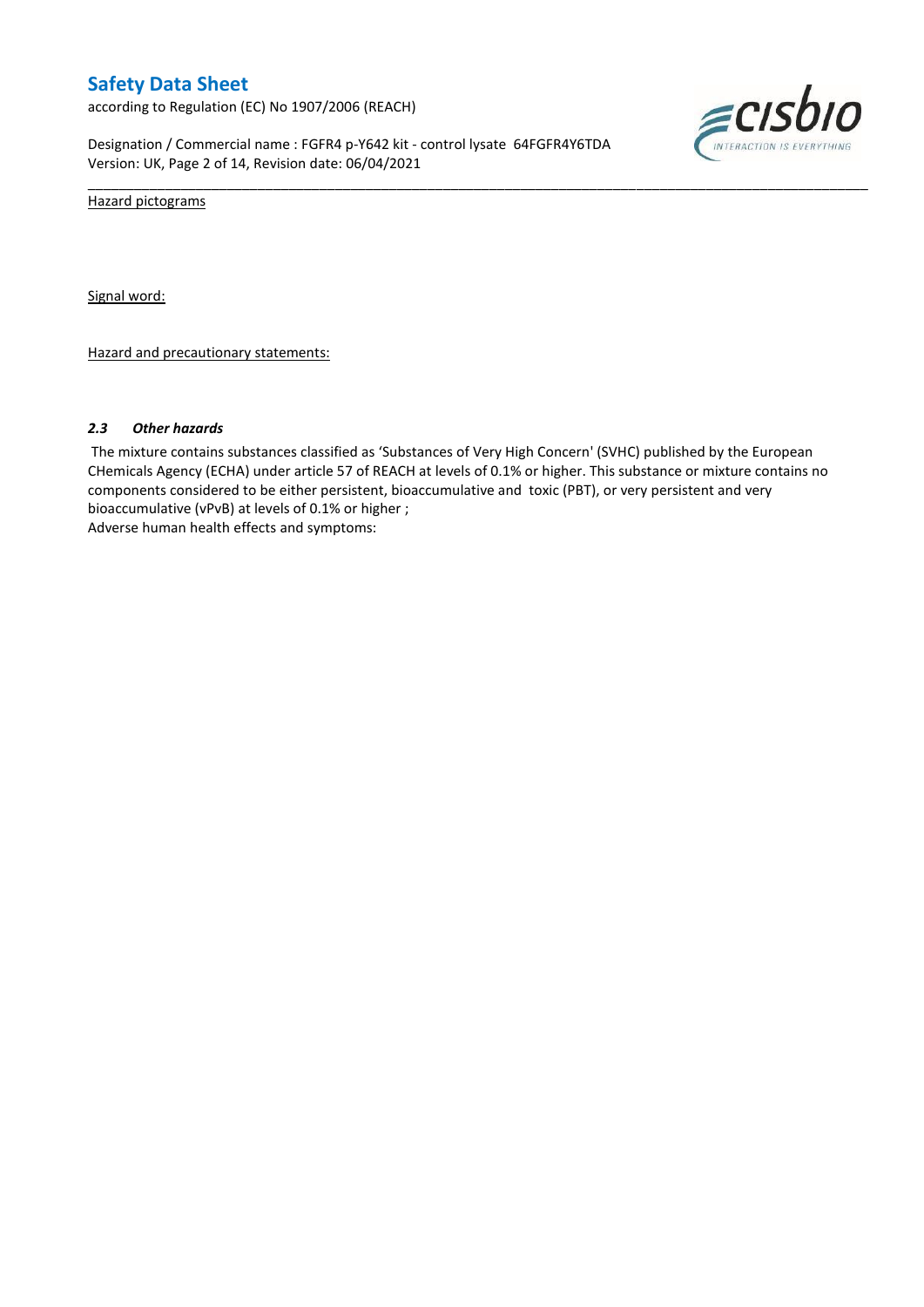Hazard pictograms

Signal word:

Hazard and precautionary statements:

### *2.3 Other hazards*

The mixture contains substances classified as 'Substances of Very High Concern' (SVHC) published by the European CHemicals Agency (ECHA) under article 57 of REACH at levels of 0.1% or higher. This substance or mixture contains no components considered to be either persistent, bioaccumulative and toxic (PBT), or very persistent and very bioaccumulative (vPvB) at levels of 0.1% or higher ;

Adverse human health effects and symptoms: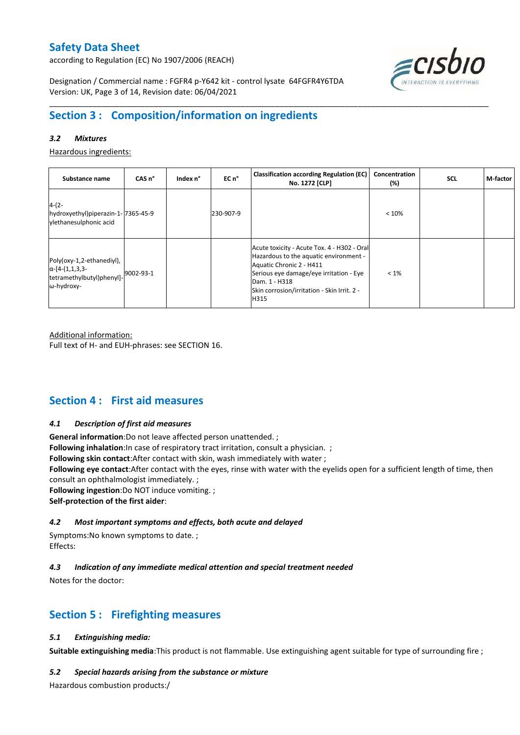## Section 3 : Composition/information on ingredients

### *3.2 Mixtures*

Hazardous ingredients:

| Substance name | CAS n° | Index n° | EC n° | Classification according Regulation (EC) No. 1272 [CLP] | Concentration (%) | SCL | M-factor |
|---|---|---|---|---|---|---|---|
| 4-(2-hydroxyethyl)piperazin-1-ylethanesulphonic acid | 7365-45-9 | | 230-907-9 | | < 10% | | |
| Poly(oxy-1,2-ethanediyl), α-[4-(1,1,3,3-tetramethylbutyl)phenyl]-ω-hydroxy- | 9002-93-1 | | | Acute toxicity - Acute Tox. 4 - H302 - Oral<br>Hazardous to the aquatic environment - Aquatic Chronic 2 - H411<br>Serious eye damage/eye irritation - Eye Dam. 1 - H318<br>Skin corrosion/irritation - Skin Irrit. 2 - H315 | < 1% | | |

Additional information:
Full text of H- and EUH-phrases: see SECTION 16.

## Section 4 : First aid measures

### *4.1 Description of first aid measures*

**General information**:Do not leave affected person unattended. ;
**Following inhalation**:In case of respiratory tract irritation, consult a physician. ;
**Following skin contact**:After contact with skin, wash immediately with water ;
**Following eye contact**:After contact with the eyes, rinse with water with the eyelids open for a sufficient length of time, then consult an ophthalmologist immediately. ;
**Following ingestion**:Do NOT induce vomiting. ;
**Self-protection of the first aider**:

### *4.2 Most important symptoms and effects, both acute and delayed*

Symptoms:No known symptoms to date. ;
Effects:

### *4.3 Indication of any immediate medical attention and special treatment needed*

Notes for the doctor:

## Section 5 : Firefighting measures

### *5.1 Extinguishing media:*

**Suitable extinguishing media**:This product is not flammable. Use extinguishing agent suitable for type of surrounding fire ;

### *5.2 Special hazards arising from the substance or mixture*

Hazardous combustion products:/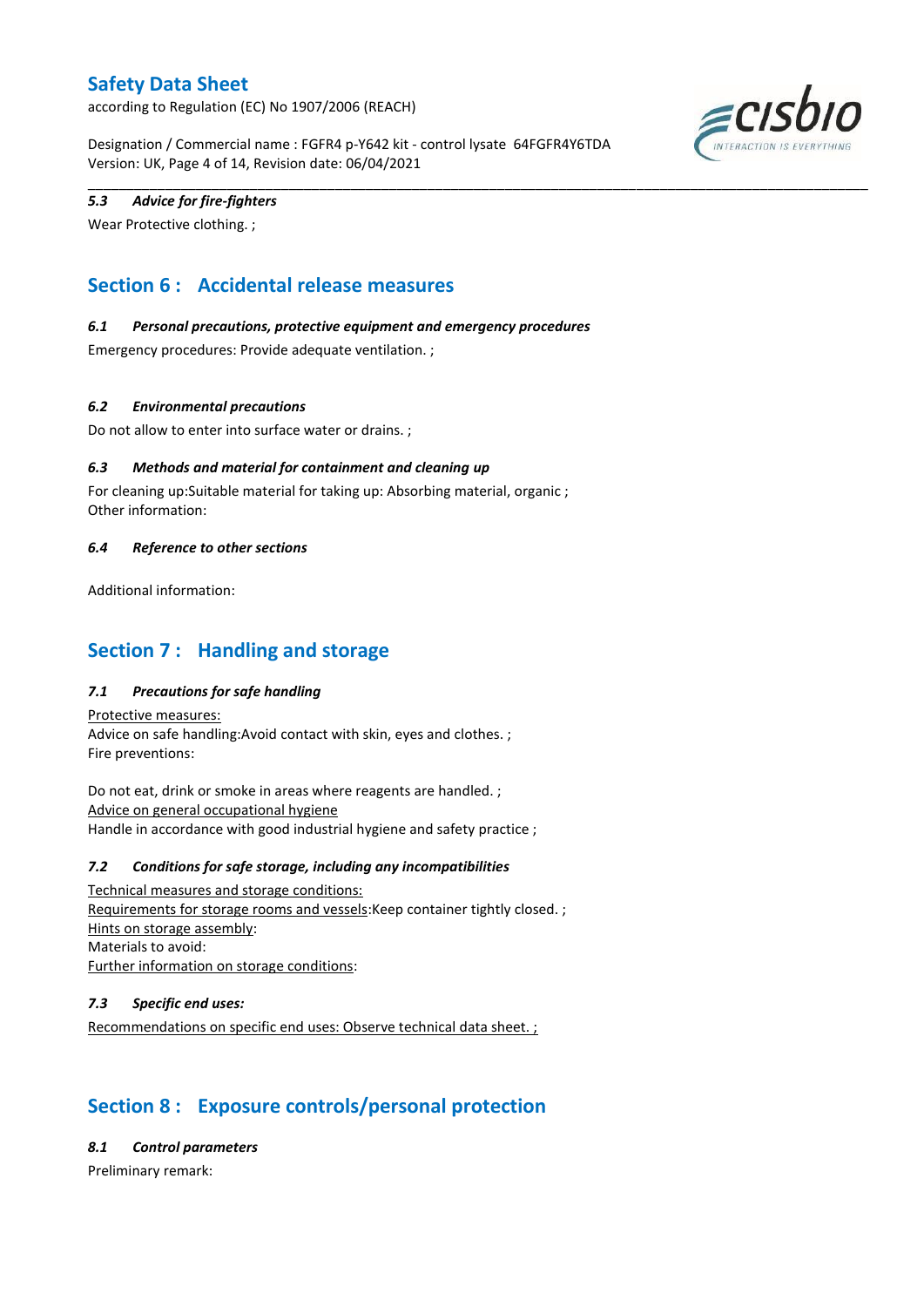#### 5.3 Advice for fire-fighters

Wear Protective clothing. ;

## Section 6 : Accidental release measures

#### 6.1 Personal precautions, protective equipment and emergency procedures

Emergency procedures: Provide adequate ventilation. ;

#### 6.2 Environmental precautions

Do not allow to enter into surface water or drains. ;

#### 6.3 Methods and material for containment and cleaning up

For cleaning up:Suitable material for taking up: Absorbing material, organic ;
Other information:

#### 6.4 Reference to other sections

Additional information:

## Section 7 : Handling and storage

#### 7.1 Precautions for safe handling

Protective measures:
Advice on safe handling:Avoid contact with skin, eyes and clothes. ;
Fire preventions:

Do not eat, drink or smoke in areas where reagents are handled. ;
Advice on general occupational hygiene
Handle in accordance with good industrial hygiene and safety practice ;

#### 7.2 Conditions for safe storage, including any incompatibilities

Technical measures and storage conditions:
Requirements for storage rooms and vessels:Keep container tightly closed. ;
Hints on storage assembly:
Materials to avoid:
Further information on storage conditions:

#### 7.3 Specific end uses:

Recommendations on specific end uses: Observe technical data sheet. ;

## Section 8 : Exposure controls/personal protection

#### 8.1 Control parameters

Preliminary remark: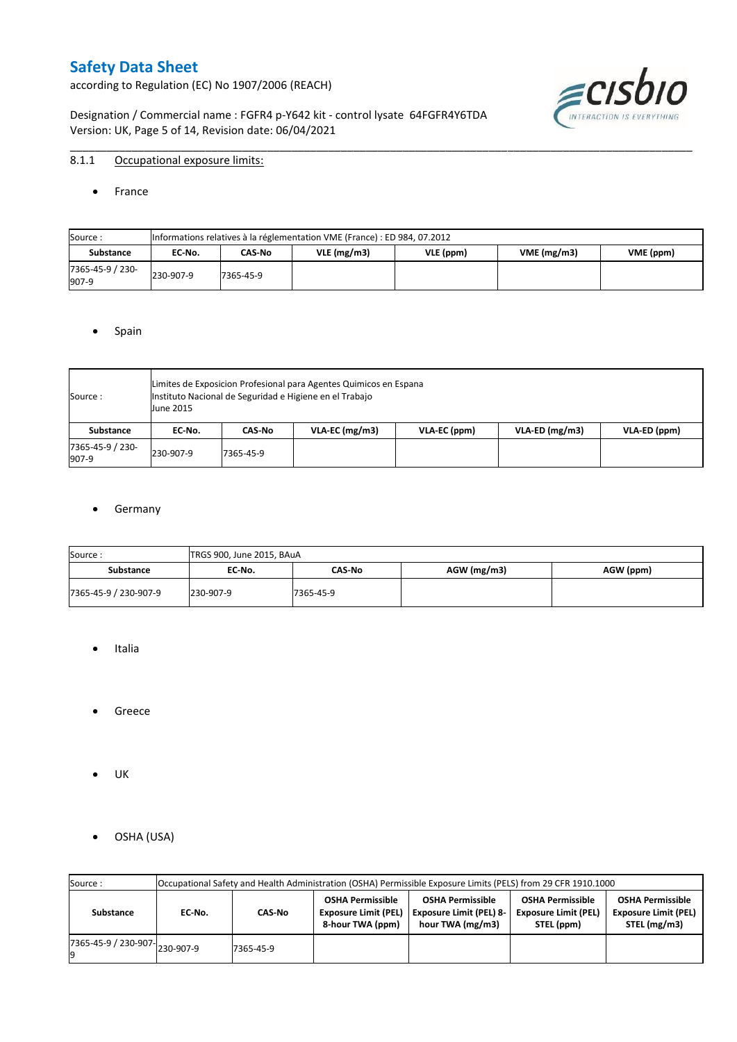### 8.1.1 Occupational exposure limits:

- France

| Source : | Informations relatives à la réglementation VME (France) : ED 984, 07.2012 | | | | | |
|---|---|---|---|---|---|---|
| **Substance** | **EC-No.** | **CAS-No** | **VLE (mg/m3)** | **VLE (ppm)** | **VME (mg/m3)** | **VME (ppm)** |
| 7365-45-9 / 230-907-9 | 230-907-9 | 7365-45-9 | | | | |

- Spain

| Source : | Limites de Exposicion Profesional para Agentes Quimicos en Espana<br>Instituto Nacional de Seguridad e Higiene en el Trabajo<br>June 2015 | | | | | |
|---|---|---|---|---|---|---|
| **Substance** | **EC-No.** | **CAS-No** | **VLA-EC (mg/m3)** | **VLA-EC (ppm)** | **VLA-ED (mg/m3)** | **VLA-ED (ppm)** |
| 7365-45-9 / 230-907-9 | 230-907-9 | 7365-45-9 | | | | |

- Germany

| Source : | TRGS 900, June 2015, BAuA | | | |
|---|---|---|---|---|
| **Substance** | **EC-No.** | **CAS-No** | **AGW (mg/m3)** | **AGW (ppm)** |
| 7365-45-9 / 230-907-9 | 230-907-9 | 7365-45-9 | | |

- Italia

- Greece

- UK

- OSHA (USA)

| Source : | Occupational Safety and Health Administration (OSHA) Permissible Exposure Limits (PELS) from 29 CFR 1910.1000 | | | | | |
|---|---|---|---|---|---|---|
| **Substance** | **EC-No.** | **CAS-No** | **OSHA Permissible Exposure Limit (PEL) 8-hour TWA (ppm)** | **OSHA Permissible Exposure Limit (PEL) 8-hour TWA (mg/m3)** | **OSHA Permissible Exposure Limit (PEL) STEL (ppm)** | **OSHA Permissible Exposure Limit (PEL) STEL (mg/m3)** |
| 7365-45-9 / 230-907-9 | 230-907-9 | 7365-45-9 | | | | |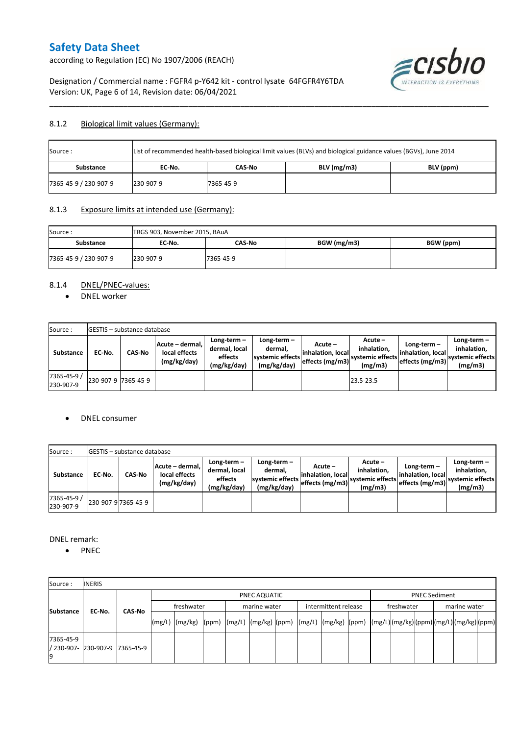### 8.1.2 Biological limit values (Germany):

| Source : | List of recommended health-based biological limit values (BLVs) and biological guidance values (BGVs), June 2014 | | | |
|---|---|---|---|---|
| **Substance** | **EC-No.** | **CAS-No** | **BLV (mg/m3)** | **BLV (ppm)** |
| 7365-45-9 / 230-907-9 | 230-907-9 | 7365-45-9 | | |

### 8.1.3 Exposure limits at intended use (Germany):

| Source : | TRGS 903, November 2015, BAuA | | | |
|---|---|---|---|---|
| **Substance** | **EC-No.** | **CAS-No** | **BGW (mg/m3)** | **BGW (ppm)** |
| 7365-45-9 / 230-907-9 | 230-907-9 | 7365-45-9 | | |

### 8.1.4 DNEL/PNEC-values:

- DNEL worker

| Source : | GESTIS – substance database | | | | | | | | | |
|---|---|---|---|---|---|---|---|---|---|---|
| **Substance** | **EC-No.** | **CAS-No** | **Acute – dermal, local effects (mg/kg/day)** | **Long-term – dermal, local effects (mg/kg/day)** | **Long-term – dermal, systemic effects (mg/kg/day)** | **Acute – inhalation, local effects (mg/m3)** | **Acute – inhalation, systemic effects (mg/m3)** | **Long-term – inhalation, local effects (mg/m3)** | **Long-term – inhalation, systemic effects (mg/m3)** |
| 7365-45-9 / 230-907-9 | 230-907-9 | 7365-45-9 | | | | | 23.5-23.5 | | |

- DNEL consumer

| Source : | GESTIS – substance database | | | | | | | | | |
|---|---|---|---|---|---|---|---|---|---|---|
| **Substance** | **EC-No.** | **CAS-No** | **Acute – dermal, local effects (mg/kg/day)** | **Long-term – dermal, local effects (mg/kg/day)** | **Long-term – dermal, systemic effects (mg/kg/day)** | **Acute – inhalation, local effects (mg/m3)** | **Acute – inhalation, systemic effects (mg/m3)** | **Long-term – inhalation, local effects (mg/m3)** | **Long-term – inhalation, systemic effects (mg/m3)** |
| 7365-45-9 / 230-907-9 | 230-907-9 | 7365-45-9 | | | | | | | |

DNEL remark:

- PNEC

| Source : | INERIS | | | | | | | | | | | | | | | | | | |
|---|---|---|---|---|---|---|---|---|---|---|---|---|---|---|---|---|---|---|---|
| **Substance** | **EC-No.** | **CAS-No** | PNEC AQUATIC | | | | | | | | | PNEC Sediment | | | | | |
| | | | freshwater | | | marine water | | | intermittent release | | | freshwater | | | marine water | | |
| | | | (mg/L) | (mg/kg) | (ppm) | (mg/L) | (mg/kg) | (ppm) | (mg/L) | (mg/kg) | (ppm) | (mg/L) | (mg/kg) | (ppm) | (mg/L) | (mg/kg) | (ppm) |
| 7365-45-9 / 230-907-9 | 230-907-9 | 7365-45-9 | | | | | | | | | | | | | | | |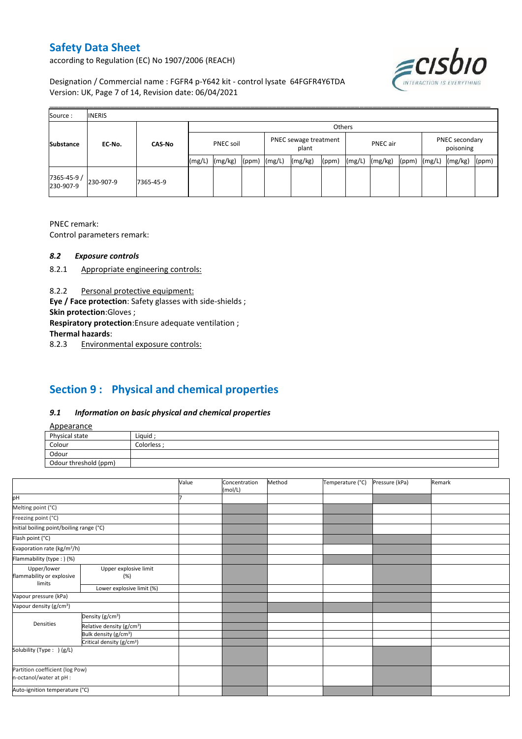| Source : | INERIS | | | | | | | | | | | | | | |
|---|---|---|---|---|---|---|---|---|---|---|---|---|---|---|---|
| Substance | EC-No. | CAS-No | Others | | | | | | | | | | | | |
| | | | PNEC soil | | | PNEC sewage treatment plant | | | PNEC air | | | PNEC secondary poisoning | | | |
| | | | (mg/L) | (mg/kg) | (ppm) | (mg/L) | (mg/kg) | (ppm) | (mg/L) | (mg/kg) | (ppm) | (mg/L) | (mg/kg) | (ppm) | |
| 7365-45-9 / 230-907-9 | 230-907-9 | 7365-45-9 | | | | | | | | | | | | | |

PNEC remark:

Control parameters remark:

### *8.2 Exposure controls*

8.2.1 Appropriate engineering controls:

8.2.2 Personal protective equipment:

**Eye / Face protection**: Safety glasses with side-shields ;

**Skin protection**:Gloves ;

**Respiratory protection**:Ensure adequate ventilation ;

**Thermal hazards**:

8.2.3 Environmental exposure controls:

## Section 9 : Physical and chemical properties

### *9.1 Information on basic physical and chemical properties*

Appearance

| Physical state | Liquid ; |
|---|---|
| Colour | Colorless ; |
| Odour | |
| Odour threshold (ppm) | |

| | | Value | Concentration (mol/L) | Method | Temperature (°C) | Pressure (kPa) | Remark |
|---|---|---|---|---|---|---|---|
| pH | | 7 | | | | | |
| Melting point (°C) | | | | | | | |
| Freezing point (°C) | | | | | | | |
| Initial boiling point/boiling range (°C) | | | | | | | |
| Flash point (°C) | | | | | | | |
| Evaporation rate (kg/m²/h) | | | | | | | |
| Flammability (type : ) (%) | | | | | | | |
| Upper/lower flammability or explosive limits | Upper explosive limit (%) | | | | | | |
| | Lower explosive limit (%) | | | | | | |
| Vapour pressure (kPa) | | | | | | | |
| Vapour density (g/cm³) | | | | | | | |
| Densities | Density (g/cm³) | | | | | | |
| | Relative density (g/cm³) | | | | | | |
| | Bulk density (g/cm³) | | | | | | |
| | Critical density (g/cm³) | | | | | | |
| Solubility (Type : ) (g/L) | | | | | | | |
| Partition coefficient (log Pow) n-octanol/water at pH : | | | | | | | |
| Auto-ignition temperature (°C) | | | | | | | |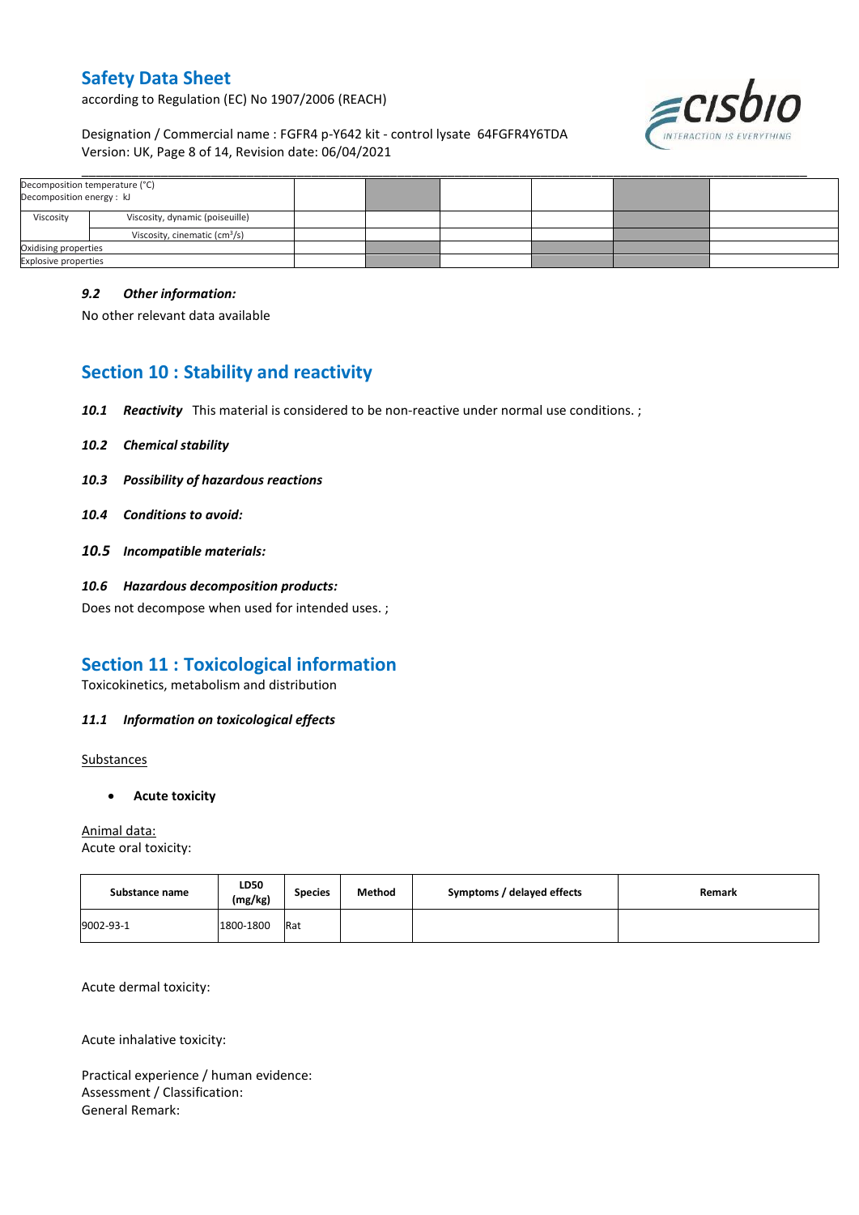| Decomposition temperature (°C)<br>Decomposition energy : kJ | | | | | | | |
|---|---|---|---|---|---|---|---|
| Viscosity | Viscosity, dynamic (poiseuille) | | | | | | |
| | Viscosity, cinematic ($cm^3/s$) | | | | | | |
| Oxidising properties | | | | | | | |
| Explosive properties | | | | | | | |

### *9.2 Other information:*

No other relevant data available

## Section 10 : Stability and reactivity

***10.1 Reactivity*** This material is considered to be non-reactive under normal use conditions. ;

***10.2 Chemical stability***

***10.3 Possibility of hazardous reactions***

***10.4 Conditions to avoid:***

***10.5 Incompatible materials:***

***10.6 Hazardous decomposition products:***

Does not decompose when used for intended uses. ;

## Section 11 : Toxicological information

Toxicokinetics, metabolism and distribution

### *11.1 Information on toxicological effects*

Substances

- **Acute toxicity**

Animal data:
Acute oral toxicity:

| Substance name | LD50 (mg/kg) | Species | Method | Symptoms / delayed effects | Remark |
|---|---|---|---|---|---|
| 9002-93-1 | 1800-1800 | Rat | | | |

Acute dermal toxicity:

Acute inhalative toxicity:

Practical experience / human evidence:
Assessment / Classification:
General Remark: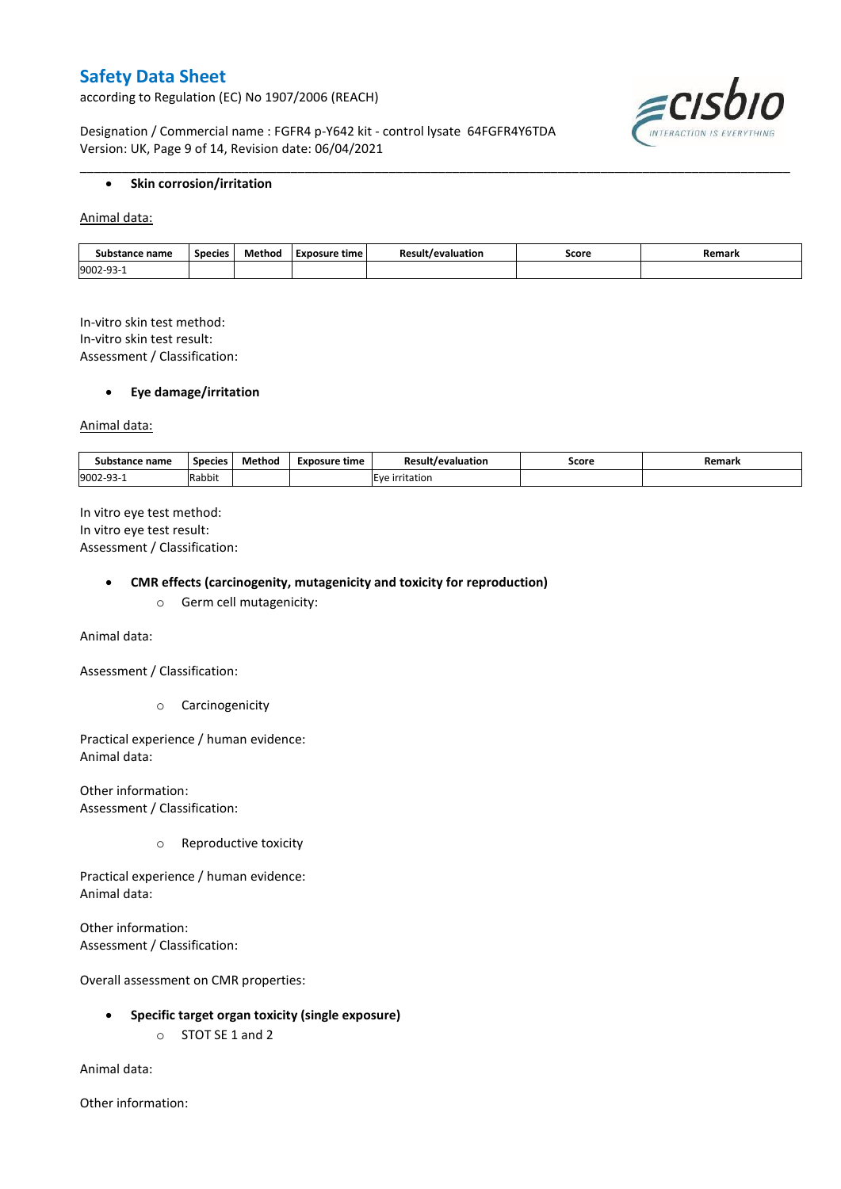- **Skin corrosion/irritation**

Animal data:

| Substance name | Species | Method | Exposure time | Result/evaluation | Score | Remark |
|---|---|---|---|---|---|---|
| 9002-93-1 | | | | | | |

In-vitro skin test method:
In-vitro skin test result:
Assessment / Classification:

- **Eye damage/irritation**

Animal data:

| Substance name | Species | Method | Exposure time | Result/evaluation | Score | Remark |
|---|---|---|---|---|---|---|
| 9002-93-1 | Rabbit | | | Eye irritation | | |

In vitro eye test method:
In vitro eye test result:
Assessment / Classification:

- **CMR effects (carcinogenity, mutagenicity and toxicity for reproduction)**
  - Germ cell mutagenicity:

Animal data:

Assessment / Classification:

  - Carcinogenicity

Practical experience / human evidence:
Animal data:

Other information:
Assessment / Classification:

  - Reproductive toxicity

Practical experience / human evidence:
Animal data:

Other information:
Assessment / Classification:

Overall assessment on CMR properties:

- **Specific target organ toxicity (single exposure)**
  - STOT SE 1 and 2

Animal data:

Other information: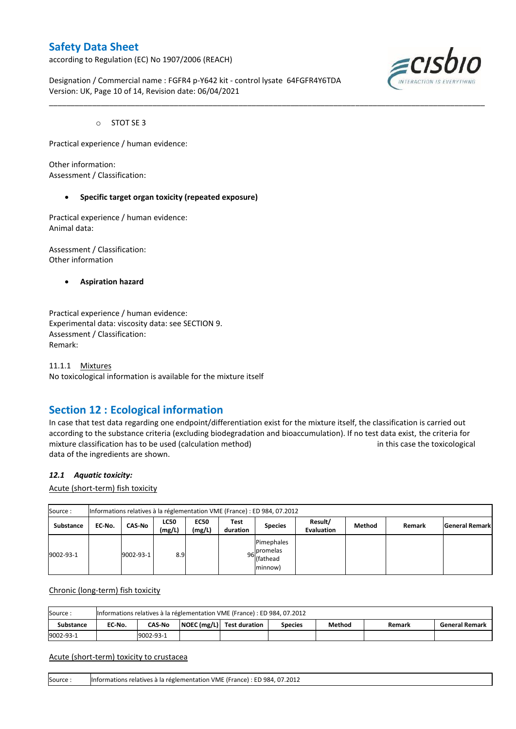- STOT SE 3

Practical experience / human evidence:

Other information:
Assessment / Classification:

- **Specific target organ toxicity (repeated exposure)**

Practical experience / human evidence:
Animal data:

Assessment / Classification:
Other information

- **Aspiration hazard**

Practical experience / human evidence:
Experimental data: viscosity data: see SECTION 9.
Assessment / Classification:
Remark:

11.1.1 Mixtures
No toxicological information is available for the mixture itself

## Section 12 : Ecological information

In case that test data regarding one endpoint/differentiation exist for the mixture itself, the classification is carried out according to the substance criteria (excluding biodegradation and bioaccumulation). If no test data exist, the criteria for mixture classification has to be used (calculation method) in this case the toxicological data of the ingredients are shown.

### *12.1 Aquatic toxicity:*

Acute (short-term) fish toxicity

| Source : | Informations relatives à la réglementation VME (France) : ED 984, 07.2012 | | | | | | | | | |
|---|---|---|---|---|---|---|---|---|---|---|
| **Substance** | **EC-No.** | **CAS-No** | **LC50 (mg/L)** | **EC50 (mg/L)** | **Test duration** | **Species** | **Result/ Evaluation** | **Method** | **Remark** | **General Remark** |
| 9002-93-1 | | 9002-93-1 | 8.9 | | 96 | Pimephales promelas (fathead minnow) | | | | |

Chronic (long-term) fish toxicity

| Source : | Informations relatives à la réglementation VME (France) : ED 984, 07.2012 | | | | | | | |
|---|---|---|---|---|---|---|---|---|
| **Substance** | **EC-No.** | **CAS-No** | **NOEC (mg/L)** | **Test duration** | **Species** | **Method** | **Remark** | **General Remark** |
| 9002-93-1 | | 9002-93-1 | | | | | | |

Acute (short-term) toxicity to crustacea

| Source : | Informations relatives à la réglementation VME (France) : ED 984, 07.2012 |
|---|---|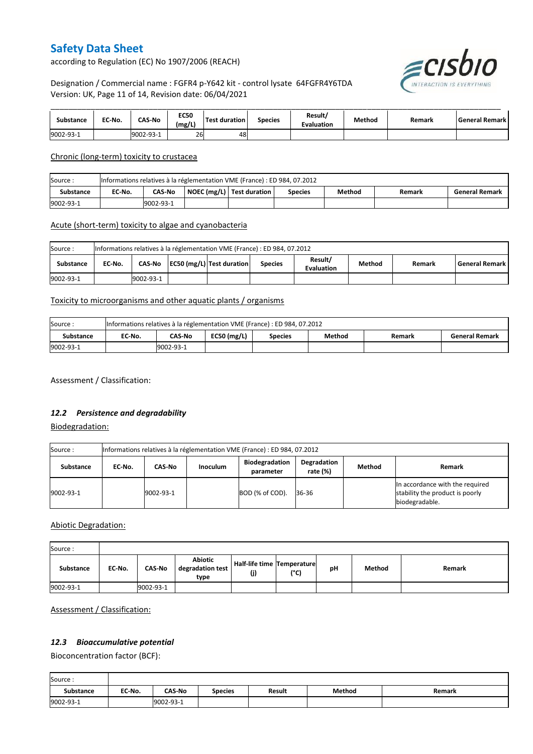| Substance | EC-No. | CAS-No | EC50 (mg/L) | Test duration | Species | Result/ Evaluation | Method | Remark | General Remark |
|---|---|---|---|---|---|---|---|---|---|
| 9002-93-1 | | 9002-93-1 | 26 | 48 | | | | | |

Chronic (long-term) toxicity to crustacea

| Source : | Informations relatives à la réglementation VME (France) : ED 984, 07.2012 | | | | | | | |
|---|---|---|---|---|---|---|---|---|
| **Substance** | **EC-No.** | **CAS-No** | **NOEC (mg/L)** | **Test duration** | **Species** | **Method** | **Remark** | **General Remark** |
| 9002-93-1 | | 9002-93-1 | | | | | | |

Acute (short-term) toxicity to algae and cyanobacteria

| Source : | Informations relatives à la réglementation VME (France) : ED 984, 07.2012 | | | | | | | | |
|---|---|---|---|---|---|---|---|---|---|
| **Substance** | **EC-No.** | **CAS-No** | **EC50 (mg/L)** | **Test duration** | **Species** | **Result/ Evaluation** | **Method** | **Remark** | **General Remark** |
| 9002-93-1 | | 9002-93-1 | | | | | | | |

Toxicity to microorganisms and other aquatic plants / organisms

| Source : | Informations relatives à la réglementation VME (France) : ED 984, 07.2012 | | | | | | |
|---|---|---|---|---|---|---|---|
| **Substance** | **EC-No.** | **CAS-No** | **EC50 (mg/L)** | **Species** | **Method** | **Remark** | **General Remark** |
| 9002-93-1 | | 9002-93-1 | | | | | |

Assessment / Classification:

### *12.2 Persistence and degradability*

Biodegradation:

| Source : | Informations relatives à la réglementation VME (France) : ED 984, 07.2012 | | | | | | |
|---|---|---|---|---|---|---|---|
| **Substance** | **EC-No.** | **CAS-No** | **Inoculum** | **Biodegradation parameter** | **Degradation rate (%)** | **Method** | **Remark** |
| 9002-93-1 | | 9002-93-1 | | BOD (% of COD). | 36-36 | | In accordance with the required stability the product is poorly biodegradable. |

Abiotic Degradation:

| Source : | | | | | | | | |
|---|---|---|---|---|---|---|---|---|
| **Substance** | **EC-No.** | **CAS-No** | **Abiotic degradation test type** | **Half-life time (j)** | **Temperature (°C)** | **pH** | **Method** | **Remark** |
| 9002-93-1 | | 9002-93-1 | | | | | | |

Assessment / Classification:

### *12.3 Bioaccumulative potential*

Bioconcentration factor (BCF):

| Source : | | | | | | |
|---|---|---|---|---|---|---|
| **Substance** | **EC-No.** | **CAS-No** | **Species** | **Result** | **Method** | **Remark** |
| 9002-93-1 | | 9002-93-1 | | | | |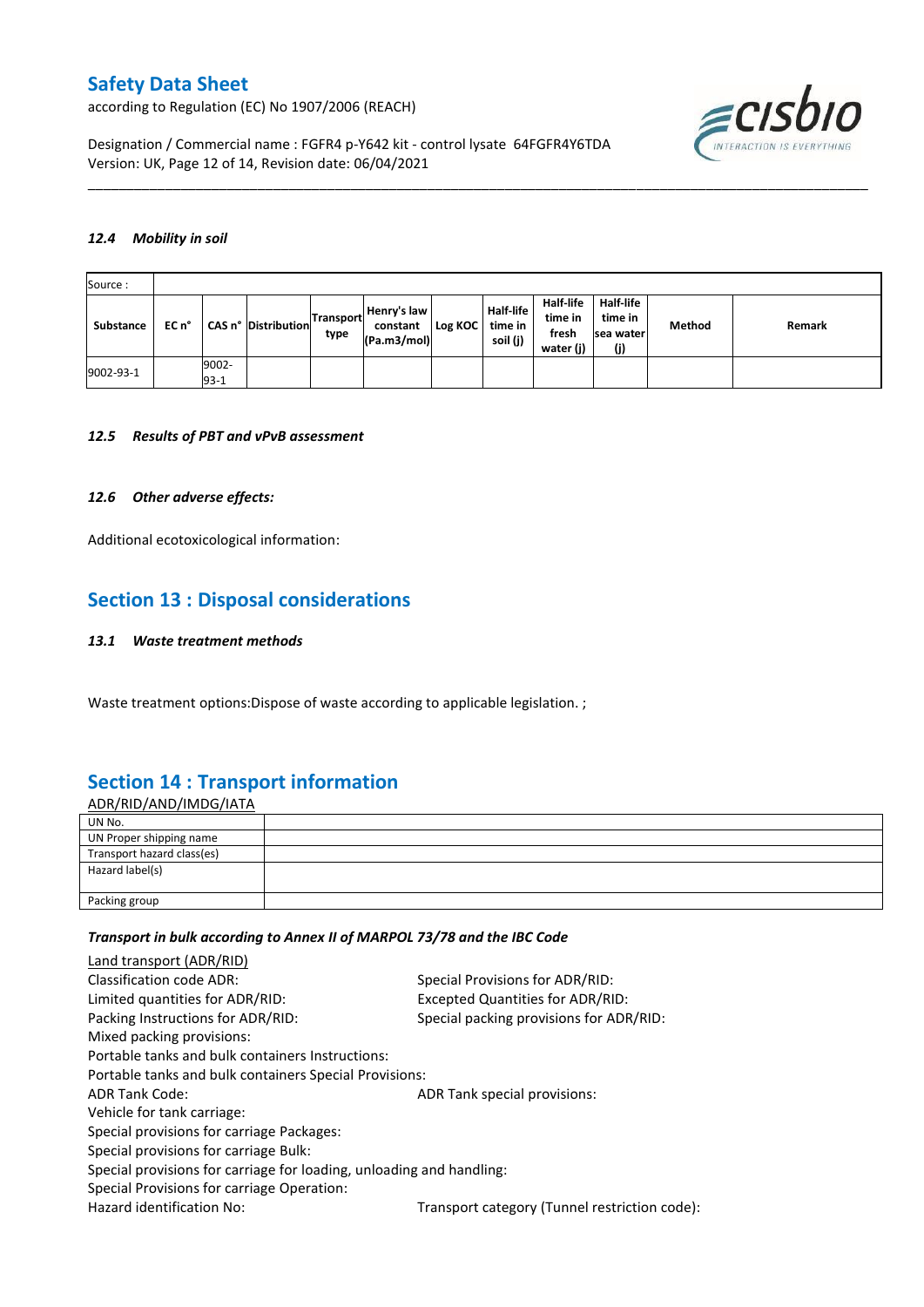### 12.4 Mobility in soil

| Source : | | | | | | | | | | | |
|---|---|---|---|---|---|---|---|---|---|---|---|
| Substance | EC n° | CAS n° | Distribution | Transport type | Henry's law constant (Pa.m3/mol) | Log KOC | Half-life time in soil (j) | Half-life time in fresh water (j) | Half-life time in sea water (j) | Method | Remark |
| 9002-93-1 | | 9002-93-1 | | | | | | | | | |

### 12.5 Results of PBT and vPvB assessment

### 12.6 Other adverse effects:

Additional ecotoxicological information:

## Section 13 : Disposal considerations

### 13.1 Waste treatment methods

Waste treatment options:Dispose of waste according to applicable legislation. ;

## Section 14 : Transport information

ADR/RID/AND/IMDG/IATA

| UN No. | |
|---|---|
| UN Proper shipping name | |
| Transport hazard class(es) | |
| Hazard label(s) | |
| Packing group | |

### Transport in bulk according to Annex II of MARPOL 73/78 and the IBC Code

Land transport (ADR/RID)

Classification code ADR:

Special Provisions for ADR/RID:

Limited quantities for ADR/RID:

Excepted Quantities for ADR/RID:

Packing Instructions for ADR/RID:

Special packing provisions for ADR/RID:

Mixed packing provisions:

Portable tanks and bulk containers Instructions:

Portable tanks and bulk containers Special Provisions:

ADR Tank Code:

ADR Tank special provisions:

Vehicle for tank carriage:

Special provisions for carriage Packages:

Special provisions for carriage Bulk:

Special provisions for carriage for loading, unloading and handling:

Special Provisions for carriage Operation:

Hazard identification No:

Transport category (Tunnel restriction code):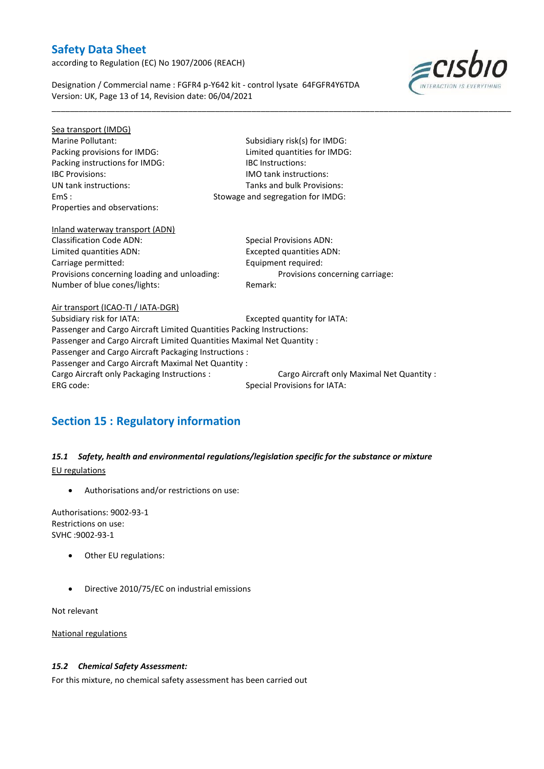Sea transport (IMDG)

Marine Pollutant:

Subsidiary risk(s) for IMDG:

Packing provisions for IMDG:

Limited quantities for IMDG:

Packing instructions for IMDG:

IBC Instructions:

IBC Provisions:

IMO tank instructions:

UN tank instructions:

Tanks and bulk Provisions:

EmS :

Stowage and segregation for IMDG:

Properties and observations:

Inland waterway transport (ADN)

Classification Code ADN:

Special Provisions ADN:

Limited quantities ADN:

Excepted quantities ADN:

Carriage permitted:

Equipment required:

Provisions concerning loading and unloading:

Provisions concerning carriage:

Number of blue cones/lights:

Remark:

Air transport (ICAO-TI / IATA-DGR)

Subsidiary risk for IATA:

Excepted quantity for IATA:

Passenger and Cargo Aircraft Limited Quantities Packing Instructions:

Passenger and Cargo Aircraft Limited Quantities Maximal Net Quantity :

Passenger and Cargo Aircraft Packaging Instructions :

Passenger and Cargo Aircraft Maximal Net Quantity :

Cargo Aircraft only Packaging Instructions :

Cargo Aircraft only Maximal Net Quantity :

ERG code:

Special Provisions for IATA:

## Section 15 : Regulatory information

### *15.1 Safety, health and environmental regulations/legislation specific for the substance or mixture*

EU regulations

- Authorisations and/or restrictions on use:

Authorisations: 9002-93-1
Restrictions on use:
SVHC :9002-93-1

- Other EU regulations:

- Directive 2010/75/EC on industrial emissions

Not relevant

National regulations

### *15.2 Chemical Safety Assessment:*

For this mixture, no chemical safety assessment has been carried out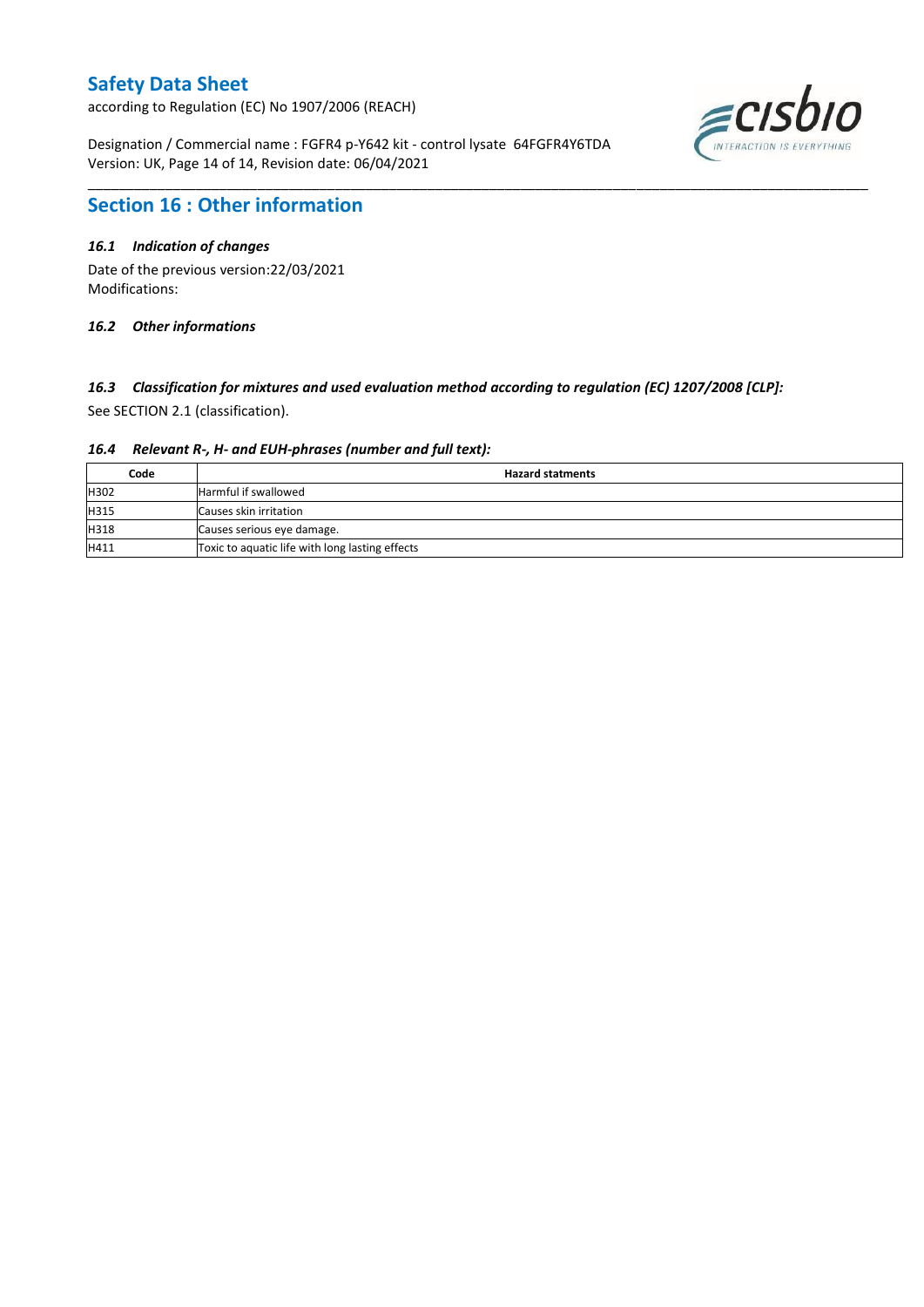## Section 16 : Other information

### *16.1 Indication of changes*

Date of the previous version:22/03/2021
Modifications:

### *16.2 Other informations*

### *16.3 Classification for mixtures and used evaluation method according to regulation (EC) 1207/2008 [CLP]:*

See SECTION 2.1 (classification).

### *16.4 Relevant R-, H- and EUH-phrases (number and full text):*

| Code | Hazard statments |
|---|---|
| H302 | Harmful if swallowed |
| H315 | Causes skin irritation |
| H318 | Causes serious eye damage. |
| H411 | Toxic to aquatic life with long lasting effects |